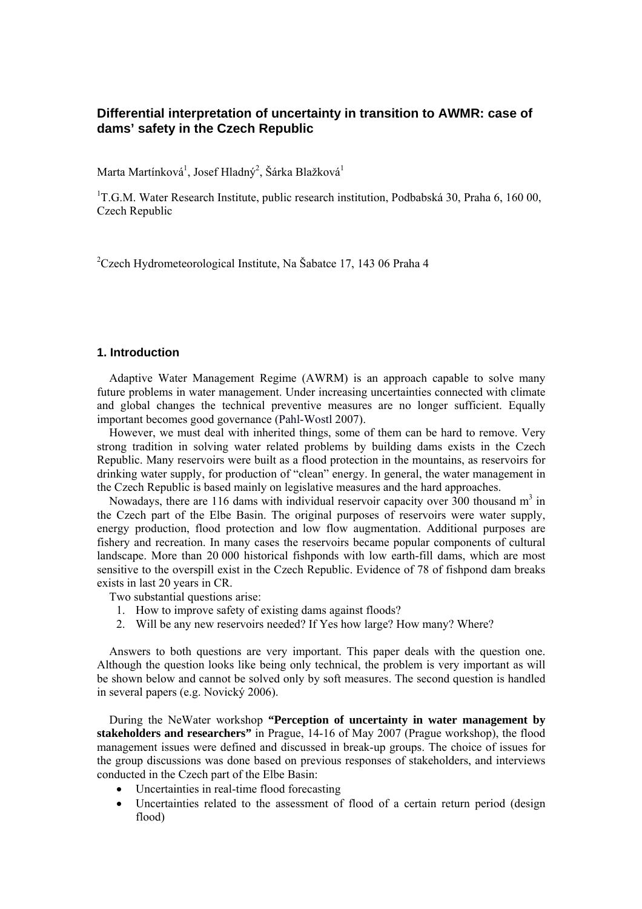# Differential interpretation of uncertainty in transition to AWMR: case of dams' safety in the Czech Republic

Marta Martínková[1], Josef Hladný[2], Šárka Blažková[1]

[1]T.G.M. Water Research Institute, public research institution, Podbabská 30, Praha 6, 160 00, Czech Republic

[2]Czech Hydrometeorological Institute, Na Šabatce 17, 143 06 Praha 4

## 1. Introduction

Adaptive Water Management Regime (AWRM) is an approach capable to solve many future problems in water management. Under increasing uncertainties connected with climate and global changes the technical preventive measures are no longer sufficient. Equally important becomes good governance (Pahl-Wostl 2007).

However, we must deal with inherited things, some of them can be hard to remove. Very strong tradition in solving water related problems by building dams exists in the Czech Republic. Many reservoirs were built as a flood protection in the mountains, as reservoirs for drinking water supply, for production of "clean" energy. In general, the water management in the Czech Republic is based mainly on legislative measures and the hard approaches.

Nowadays, there are 116 dams with individual reservoir capacity over 300 thousand $m^3$ in the Czech part of the Elbe Basin. The original purposes of reservoirs were water supply, energy production, flood protection and low flow augmentation. Additional purposes are fishery and recreation. In many cases the reservoirs became popular components of cultural landscape. More than 20 000 historical fishponds with low earth-fill dams, which are most sensitive to the overspill exist in the Czech Republic. Evidence of 78 of fishpond dam breaks exists in last 20 years in CR.

Two substantial questions arise:

1. How to improve safety of existing dams against floods?
2. Will be any new reservoirs needed? If Yes how large? How many? Where?

Answers to both questions are very important. This paper deals with the question one. Although the question looks like being only technical, the problem is very important as will be shown below and cannot be solved only by soft measures. The second question is handled in several papers (e.g. Novický 2006).

During the NeWater workshop **"Perception of uncertainty in water management by stakeholders and researchers"** in Prague, 14-16 of May 2007 (Prague workshop), the flood management issues were defined and discussed in break-up groups. The choice of issues for the group discussions was done based on previous responses of stakeholders, and interviews conducted in the Czech part of the Elbe Basin:

- Uncertainties in real-time flood forecasting
- Uncertainties related to the assessment of flood of a certain return period (design flood)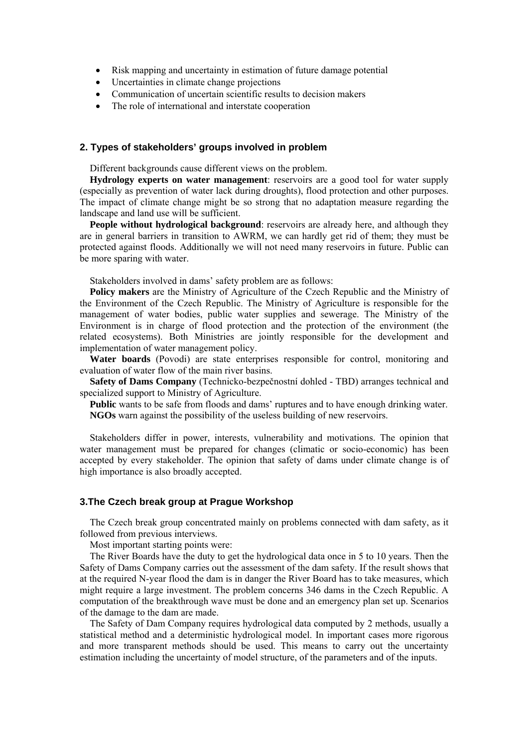- Risk mapping and uncertainty in estimation of future damage potential
- Uncertainties in climate change projections
- Communication of uncertain scientific results to decision makers
- The role of international and interstate cooperation

## 2. Types of stakeholders' groups involved in problem

Different backgrounds cause different views on the problem.

**Hydrology experts on water management**: reservoirs are a good tool for water supply (especially as prevention of water lack during droughts), flood protection and other purposes. The impact of climate change might be so strong that no adaptation measure regarding the landscape and land use will be sufficient.

**People without hydrological background**: reservoirs are already here, and although they are in general barriers in transition to AWRM, we can hardly get rid of them; they must be protected against floods. Additionally we will not need many reservoirs in future. Public can be more sparing with water.

Stakeholders involved in dams' safety problem are as follows:

**Policy makers** are the Ministry of Agriculture of the Czech Republic and the Ministry of the Environment of the Czech Republic. The Ministry of Agriculture is responsible for the management of water bodies, public water supplies and sewerage. The Ministry of the Environment is in charge of flood protection and the protection of the environment (the related ecosystems). Both Ministries are jointly responsible for the development and implementation of water management policy.

**Water boards** (Povodí) are state enterprises responsible for control, monitoring and evaluation of water flow of the main river basins.

**Safety of Dams Company** (Technicko-bezpečnostní dohled - TBD) arranges technical and specialized support to Ministry of Agriculture.

**Public** wants to be safe from floods and dams' ruptures and to have enough drinking water.

**NGOs** warn against the possibility of the useless building of new reservoirs.

Stakeholders differ in power, interests, vulnerability and motivations. The opinion that water management must be prepared for changes (climatic or socio-economic) has been accepted by every stakeholder. The opinion that safety of dams under climate change is of high importance is also broadly accepted.

## 3. The Czech break group at Prague Workshop

The Czech break group concentrated mainly on problems connected with dam safety, as it followed from previous interviews.

Most important starting points were:

The River Boards have the duty to get the hydrological data once in 5 to 10 years. Then the Safety of Dams Company carries out the assessment of the dam safety. If the result shows that at the required N-year flood the dam is in danger the River Board has to take measures, which might require a large investment. The problem concerns 346 dams in the Czech Republic. A computation of the breakthrough wave must be done and an emergency plan set up. Scenarios of the damage to the dam are made.

The Safety of Dam Company requires hydrological data computed by 2 methods, usually a statistical method and a deterministic hydrological model. In important cases more rigorous and more transparent methods should be used. This means to carry out the uncertainty estimation including the uncertainty of model structure, of the parameters and of the inputs.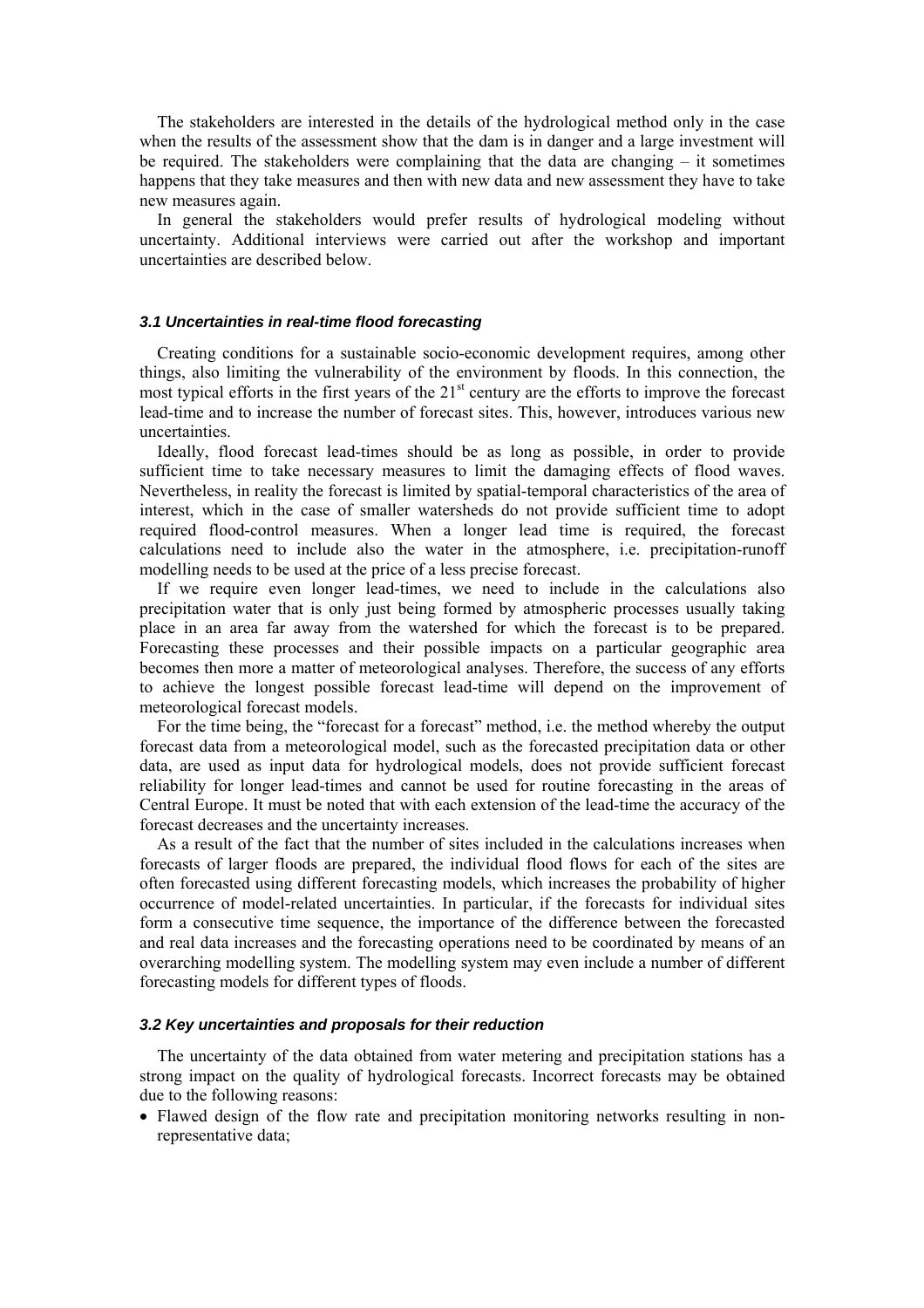The stakeholders are interested in the details of the hydrological method only in the case when the results of the assessment show that the dam is in danger and a large investment will be required. The stakeholders were complaining that the data are changing – it sometimes happens that they take measures and then with new data and new assessment they have to take new measures again.

In general the stakeholders would prefer results of hydrological modeling without uncertainty. Additional interviews were carried out after the workshop and important uncertainties are described below.

### *3.1 Uncertainties in real-time flood forecasting*

Creating conditions for a sustainable socio-economic development requires, among other things, also limiting the vulnerability of the environment by floods. In this connection, the most typical efforts in the first years of the 21st century are the efforts to improve the forecast lead-time and to increase the number of forecast sites. This, however, introduces various new uncertainties.

Ideally, flood forecast lead-times should be as long as possible, in order to provide sufficient time to take necessary measures to limit the damaging effects of flood waves. Nevertheless, in reality the forecast is limited by spatial-temporal characteristics of the area of interest, which in the case of smaller watersheds do not provide sufficient time to adopt required flood-control measures. When a longer lead time is required, the forecast calculations need to include also the water in the atmosphere, i.e. precipitation-runoff modelling needs to be used at the price of a less precise forecast.

If we require even longer lead-times, we need to include in the calculations also precipitation water that is only just being formed by atmospheric processes usually taking place in an area far away from the watershed for which the forecast is to be prepared. Forecasting these processes and their possible impacts on a particular geographic area becomes then more a matter of meteorological analyses. Therefore, the success of any efforts to achieve the longest possible forecast lead-time will depend on the improvement of meteorological forecast models.

For the time being, the "forecast for a forecast" method, i.e. the method whereby the output forecast data from a meteorological model, such as the forecasted precipitation data or other data, are used as input data for hydrological models, does not provide sufficient forecast reliability for longer lead-times and cannot be used for routine forecasting in the areas of Central Europe. It must be noted that with each extension of the lead-time the accuracy of the forecast decreases and the uncertainty increases.

As a result of the fact that the number of sites included in the calculations increases when forecasts of larger floods are prepared, the individual flood flows for each of the sites are often forecasted using different forecasting models, which increases the probability of higher occurrence of model-related uncertainties. In particular, if the forecasts for individual sites form a consecutive time sequence, the importance of the difference between the forecasted and real data increases and the forecasting operations need to be coordinated by means of an overarching modelling system. The modelling system may even include a number of different forecasting models for different types of floods.

### *3.2 Key uncertainties and proposals for their reduction*

The uncertainty of the data obtained from water metering and precipitation stations has a strong impact on the quality of hydrological forecasts. Incorrect forecasts may be obtained due to the following reasons:

- Flawed design of the flow rate and precipitation monitoring networks resulting in non-representative data;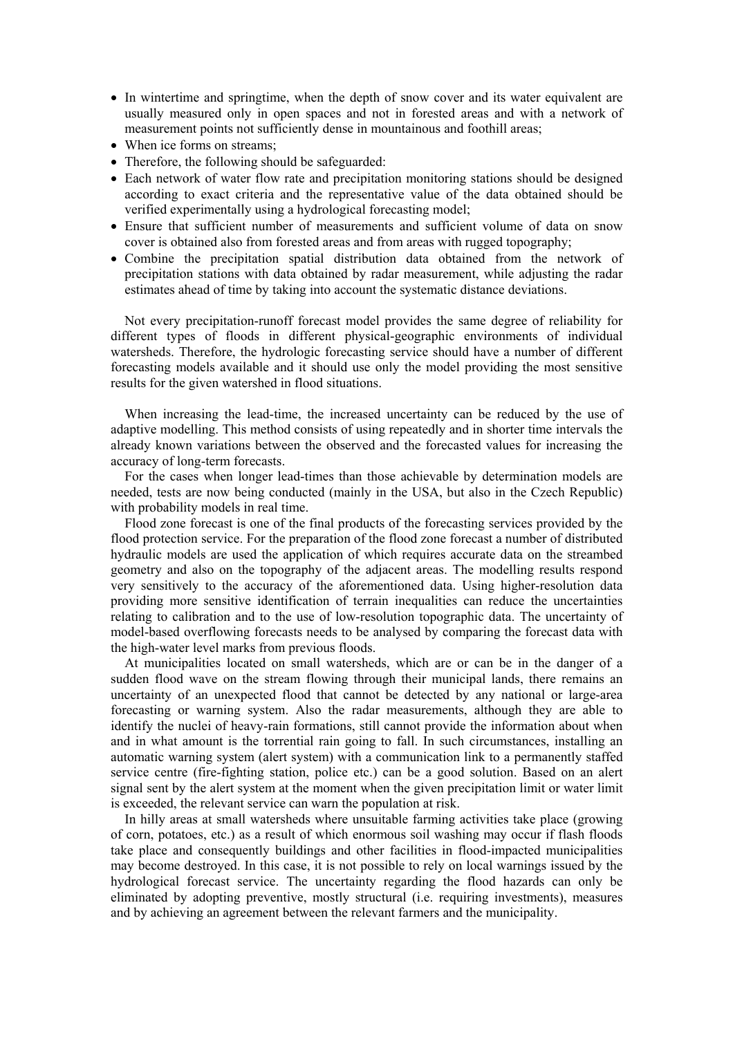- In wintertime and springtime, when the depth of snow cover and its water equivalent are usually measured only in open spaces and not in forested areas and with a network of measurement points not sufficiently dense in mountainous and foothill areas;
- When ice forms on streams;
- Therefore, the following should be safeguarded:
- Each network of water flow rate and precipitation monitoring stations should be designed according to exact criteria and the representative value of the data obtained should be verified experimentally using a hydrological forecasting model;
- Ensure that sufficient number of measurements and sufficient volume of data on snow cover is obtained also from forested areas and from areas with rugged topography;
- Combine the precipitation spatial distribution data obtained from the network of precipitation stations with data obtained by radar measurement, while adjusting the radar estimates ahead of time by taking into account the systematic distance deviations.

Not every precipitation-runoff forecast model provides the same degree of reliability for different types of floods in different physical-geographic environments of individual watersheds. Therefore, the hydrologic forecasting service should have a number of different forecasting models available and it should use only the model providing the most sensitive results for the given watershed in flood situations.

When increasing the lead-time, the increased uncertainty can be reduced by the use of adaptive modelling. This method consists of using repeatedly and in shorter time intervals the already known variations between the observed and the forecasted values for increasing the accuracy of long-term forecasts.

For the cases when longer lead-times than those achievable by determination models are needed, tests are now being conducted (mainly in the USA, but also in the Czech Republic) with probability models in real time.

Flood zone forecast is one of the final products of the forecasting services provided by the flood protection service. For the preparation of the flood zone forecast a number of distributed hydraulic models are used the application of which requires accurate data on the streambed geometry and also on the topography of the adjacent areas. The modelling results respond very sensitively to the accuracy of the aforementioned data. Using higher-resolution data providing more sensitive identification of terrain inequalities can reduce the uncertainties relating to calibration and to the use of low-resolution topographic data. The uncertainty of model-based overflowing forecasts needs to be analysed by comparing the forecast data with the high-water level marks from previous floods.

At municipalities located on small watersheds, which are or can be in the danger of a sudden flood wave on the stream flowing through their municipal lands, there remains an uncertainty of an unexpected flood that cannot be detected by any national or large-area forecasting or warning system. Also the radar measurements, although they are able to identify the nuclei of heavy-rain formations, still cannot provide the information about when and in what amount is the torrential rain going to fall. In such circumstances, installing an automatic warning system (alert system) with a communication link to a permanently staffed service centre (fire-fighting station, police etc.) can be a good solution. Based on an alert signal sent by the alert system at the moment when the given precipitation limit or water limit is exceeded, the relevant service can warn the population at risk.

In hilly areas at small watersheds where unsuitable farming activities take place (growing of corn, potatoes, etc.) as a result of which enormous soil washing may occur if flash floods take place and consequently buildings and other facilities in flood-impacted municipalities may become destroyed. In this case, it is not possible to rely on local warnings issued by the hydrological forecast service. The uncertainty regarding the flood hazards can only be eliminated by adopting preventive, mostly structural (i.e. requiring investments), measures and by achieving an agreement between the relevant farmers and the municipality.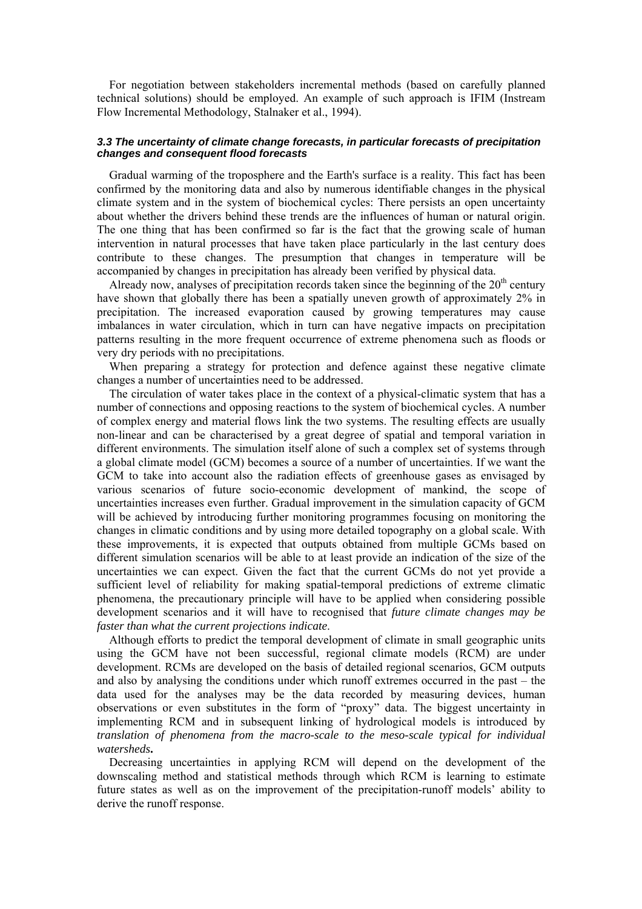For negotiation between stakeholders incremental methods (based on carefully planned technical solutions) should be employed. An example of such approach is IFIM (Instream Flow Incremental Methodology, Stalnaker et al., 1994).

### *3.3 The uncertainty of climate change forecasts, in particular forecasts of precipitation changes and consequent flood forecasts*

Gradual warming of the troposphere and the Earth's surface is a reality. This fact has been confirmed by the monitoring data and also by numerous identifiable changes in the physical climate system and in the system of biochemical cycles: There persists an open uncertainty about whether the drivers behind these trends are the influences of human or natural origin. The one thing that has been confirmed so far is the fact that the growing scale of human intervention in natural processes that have taken place particularly in the last century does contribute to these changes. The presumption that changes in temperature will be accompanied by changes in precipitation has already been verified by physical data.

Already now, analyses of precipitation records taken since the beginning of the 20th century have shown that globally there has been a spatially uneven growth of approximately 2% in precipitation. The increased evaporation caused by growing temperatures may cause imbalances in water circulation, which in turn can have negative impacts on precipitation patterns resulting in the more frequent occurrence of extreme phenomena such as floods or very dry periods with no precipitations.

When preparing a strategy for protection and defence against these negative climate changes a number of uncertainties need to be addressed.

The circulation of water takes place in the context of a physical-climatic system that has a number of connections and opposing reactions to the system of biochemical cycles. A number of complex energy and material flows link the two systems. The resulting effects are usually non-linear and can be characterised by a great degree of spatial and temporal variation in different environments. The simulation itself alone of such a complex set of systems through a global climate model (GCM) becomes a source of a number of uncertainties. If we want the GCM to take into account also the radiation effects of greenhouse gases as envisaged by various scenarios of future socio-economic development of mankind, the scope of uncertainties increases even further. Gradual improvement in the simulation capacity of GCM will be achieved by introducing further monitoring programmes focusing on monitoring the changes in climatic conditions and by using more detailed topography on a global scale. With these improvements, it is expected that outputs obtained from multiple GCMs based on different simulation scenarios will be able to at least provide an indication of the size of the uncertainties we can expect. Given the fact that the current GCMs do not yet provide a sufficient level of reliability for making spatial-temporal predictions of extreme climatic phenomena, the precautionary principle will have to be applied when considering possible development scenarios and it will have to recognised that *future climate changes may be faster than what the current projections indicate*.

Although efforts to predict the temporal development of climate in small geographic units using the GCM have not been successful, regional climate models (RCM) are under development. RCMs are developed on the basis of detailed regional scenarios, GCM outputs and also by analysing the conditions under which runoff extremes occurred in the past – the data used for the analyses may be the data recorded by measuring devices, human observations or even substitutes in the form of "proxy" data. The biggest uncertainty in implementing RCM and in subsequent linking of hydrological models is introduced by *translation of phenomena from the macro-scale to the meso-scale typical for individual watersheds***.**

Decreasing uncertainties in applying RCM will depend on the development of the downscaling method and statistical methods through which RCM is learning to estimate future states as well as on the improvement of the precipitation-runoff models' ability to derive the runoff response.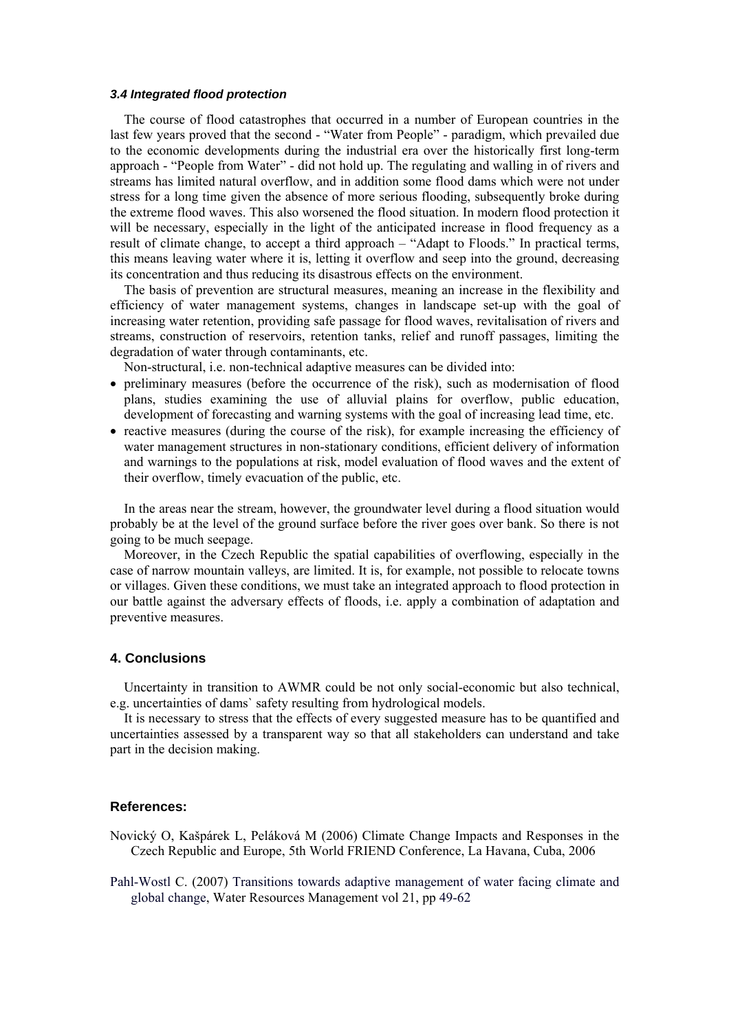### *3.4 Integrated flood protection*

The course of flood catastrophes that occurred in a number of European countries in the last few years proved that the second - "Water from People" - paradigm, which prevailed due to the economic developments during the industrial era over the historically first long-term approach - "People from Water" - did not hold up. The regulating and walling in of rivers and streams has limited natural overflow, and in addition some flood dams which were not under stress for a long time given the absence of more serious flooding, subsequently broke during the extreme flood waves. This also worsened the flood situation. In modern flood protection it will be necessary, especially in the light of the anticipated increase in flood frequency as a result of climate change, to accept a third approach – "Adapt to Floods." In practical terms, this means leaving water where it is, letting it overflow and seep into the ground, decreasing its concentration and thus reducing its disastrous effects on the environment.

The basis of prevention are structural measures, meaning an increase in the flexibility and efficiency of water management systems, changes in landscape set-up with the goal of increasing water retention, providing safe passage for flood waves, revitalisation of rivers and streams, construction of reservoirs, retention tanks, relief and runoff passages, limiting the degradation of water through contaminants, etc.

Non-structural, i.e. non-technical adaptive measures can be divided into:

- preliminary measures (before the occurrence of the risk), such as modernisation of flood plans, studies examining the use of alluvial plains for overflow, public education, development of forecasting and warning systems with the goal of increasing lead time, etc.
- reactive measures (during the course of the risk), for example increasing the efficiency of water management structures in non-stationary conditions, efficient delivery of information and warnings to the populations at risk, model evaluation of flood waves and the extent of their overflow, timely evacuation of the public, etc.

In the areas near the stream, however, the groundwater level during a flood situation would probably be at the level of the ground surface before the river goes over bank. So there is not going to be much seepage.

Moreover, in the Czech Republic the spatial capabilities of overflowing, especially in the case of narrow mountain valleys, are limited. It is, for example, not possible to relocate towns or villages. Given these conditions, we must take an integrated approach to flood protection in our battle against the adversary effects of floods, i.e. apply a combination of adaptation and preventive measures.

## 4. Conclusions

Uncertainty in transition to AWMR could be not only social-economic but also technical, e.g. uncertainties of dams` safety resulting from hydrological models.

It is necessary to stress that the effects of every suggested measure has to be quantified and uncertainties assessed by a transparent way so that all stakeholders can understand and take part in the decision making.

## References:

Novický O, Kašpárek L, Peláková M (2006) Climate Change Impacts and Responses in the Czech Republic and Europe, 5th World FRIEND Conference, La Havana, Cuba, 2006

Pahl-Wostl C. (2007) Transitions towards adaptive management of water facing climate and global change, Water Resources Management vol 21, pp 49-62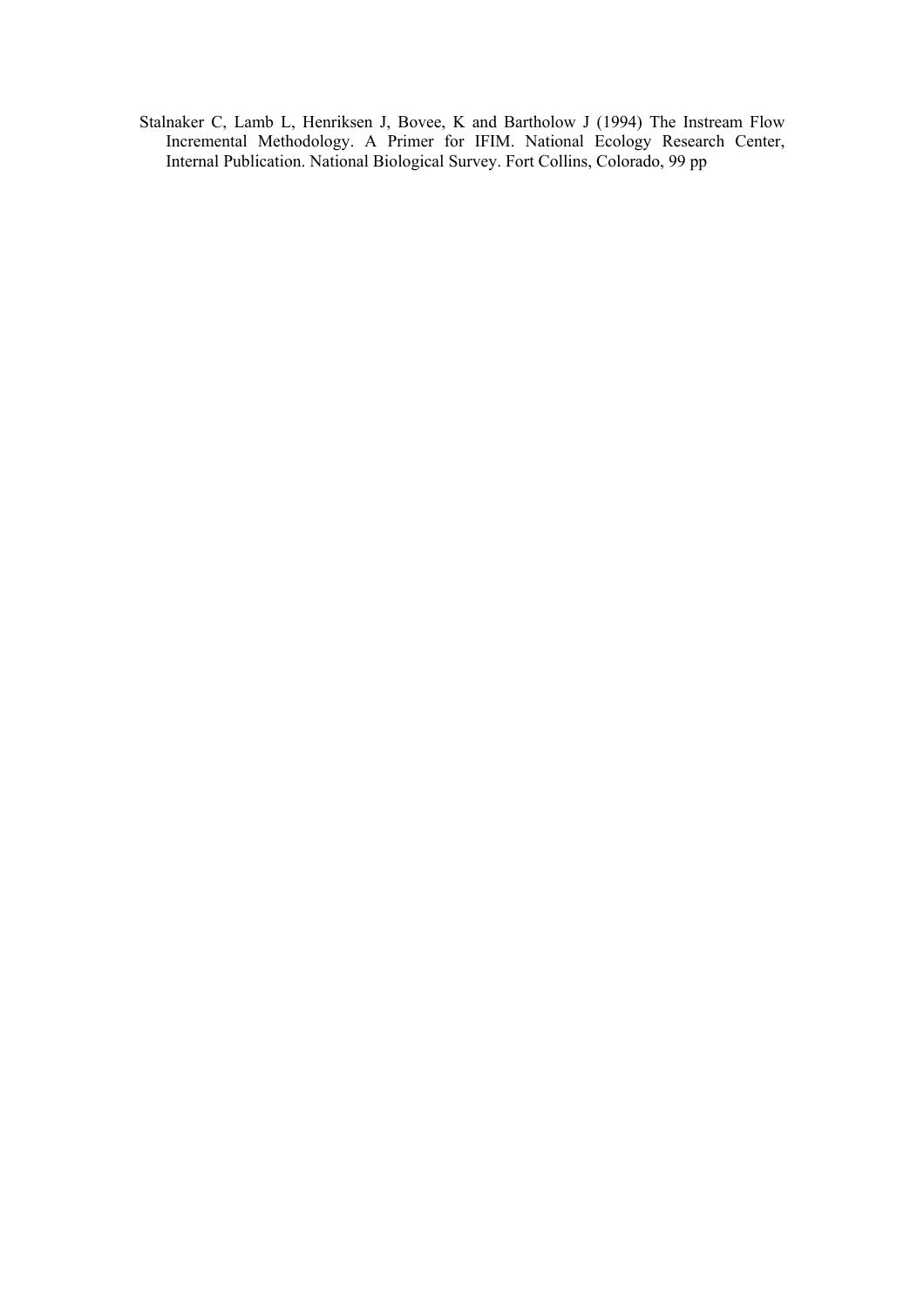Stalnaker C, Lamb L, Henriksen J, Bovee, K and Bartholow J (1994) The Instream Flow Incremental Methodology. A Primer for IFIM. National Ecology Research Center, Internal Publication. National Biological Survey. Fort Collins, Colorado, 99 pp